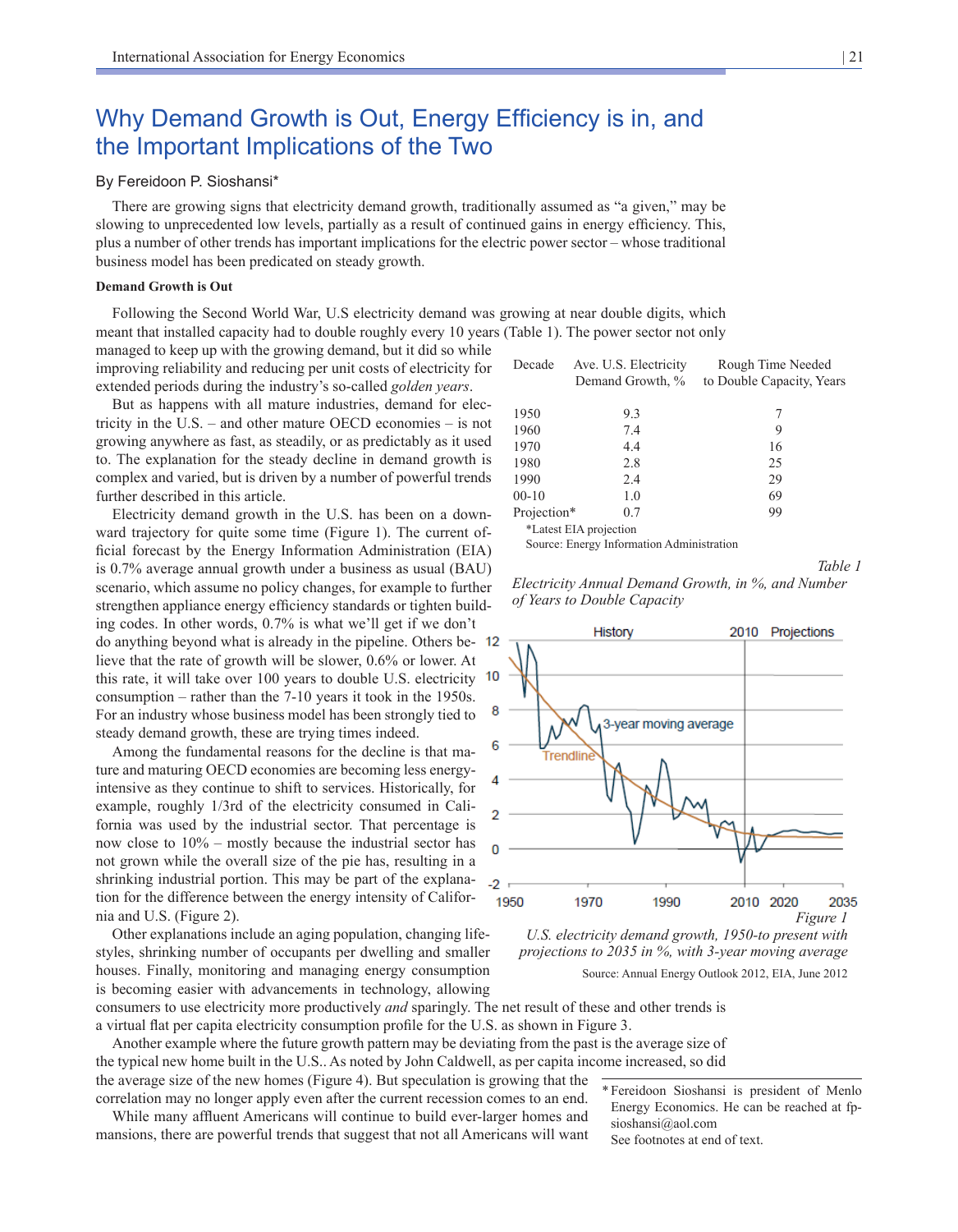# Why Demand Growth is Out, Energy Efficiency is in, and the Important Implications of the Two

By Fereidoon P. Sioshansi*

There are growing signs that electricity demand growth, traditionally assumed as "a given," may be slowing to unprecedented low levels, partially as a result of continued gains in energy efficiency. This, plus a number of other trends has important implications for the electric power sector – whose traditional business model has been predicated on steady growth.

**Demand Growth is Out**

Following the Second World War, U.S electricity demand was growing at near double digits, which meant that installed capacity had to double roughly every 10 years (Table 1). The power sector not only managed to keep up with the growing demand, but it did so while improving reliability and reducing per unit costs of electricity for extended periods during the industry's so-called *golden years*.

But as happens with all mature industries, demand for electricity in the U.S. – and other mature OECD economies – is not growing anywhere as fast, as steadily, or as predictably as it used to. The explanation for the steady decline in demand growth is complex and varied, but is driven by a number of powerful trends further described in this article.

| Decade | Ave. U.S. Electricity Demand Growth, % | Rough Time Needed to Double Capacity, Years |
|---|---|---|
| 1950 | 9.3 | 7 |
| 1960 | 7.4 | 9 |
| 1970 | 4.4 | 16 |
| 1980 | 2.8 | 25 |
| 1990 | 2.4 | 29 |
| 00-10 | 1.0 | 69 |
| Projection* | 0.7 | 99 |

*Latest EIA projection

Source: Energy Information Administration

*Table 1*

*Electricity Annual Demand Growth, in %, and Number of Years to Double Capacity*

Electricity demand growth in the U.S. has been on a downward trajectory for quite some time (Figure 1). The current official forecast by the Energy Information Administration (EIA) is 0.7% average annual growth under a business as usual (BAU) scenario, which assume no policy changes, for example to further strengthen appliance energy efficiency standards or tighten building codes. In other words, 0.7% is what we'll get if we don't do anything beyond what is already in the pipeline. Others believe that the rate of growth will be slower, 0.6% or lower. At this rate, it will take over 100 years to double U.S. electricity consumption – rather than the 7-10 years it took in the 1950s. For an industry whose business model has been strongly tied to steady demand growth, these are trying times indeed.

*Figure 1*

*U.S. electricity demand growth, 1950-to present with projections to 2035 in %, with 3-year moving average*

Source: Annual Energy Outlook 2012, EIA, June 2012

Among the fundamental reasons for the decline is that mature and maturing OECD economies are becoming less energy-intensive as they continue to shift to services. Historically, for example, roughly 1/3rd of the electricity consumed in California was used by the industrial sector. That percentage is now close to 10% – mostly because the industrial sector has not grown while the overall size of the pie has, resulting in a shrinking industrial portion. This may be part of the explanation for the difference between the energy intensity of California and U.S. (Figure 2).

Other explanations include an aging population, changing lifestyles, shrinking number of occupants per dwelling and smaller houses. Finally, monitoring and managing energy consumption is becoming easier with advancements in technology, allowing consumers to use electricity more productively *and* sparingly. The net result of these and other trends is a virtual flat per capita electricity consumption profile for the U.S. as shown in Figure 3.

Another example where the future growth pattern may be deviating from the past is the average size of the typical new home built in the U.S.. As noted by John Caldwell, as per capita income increased, so did the average size of the new homes (Figure 4). But speculation is growing that the correlation may no longer apply even after the current recession comes to an end.

While many affluent Americans will continue to build ever-larger homes and mansions, there are powerful trends that suggest that not all Americans will want

*Fereidoon Sioshansi is president of Menlo Energy Economics. He can be reached at fpsioshansi@aol.com

See footnotes at end of text.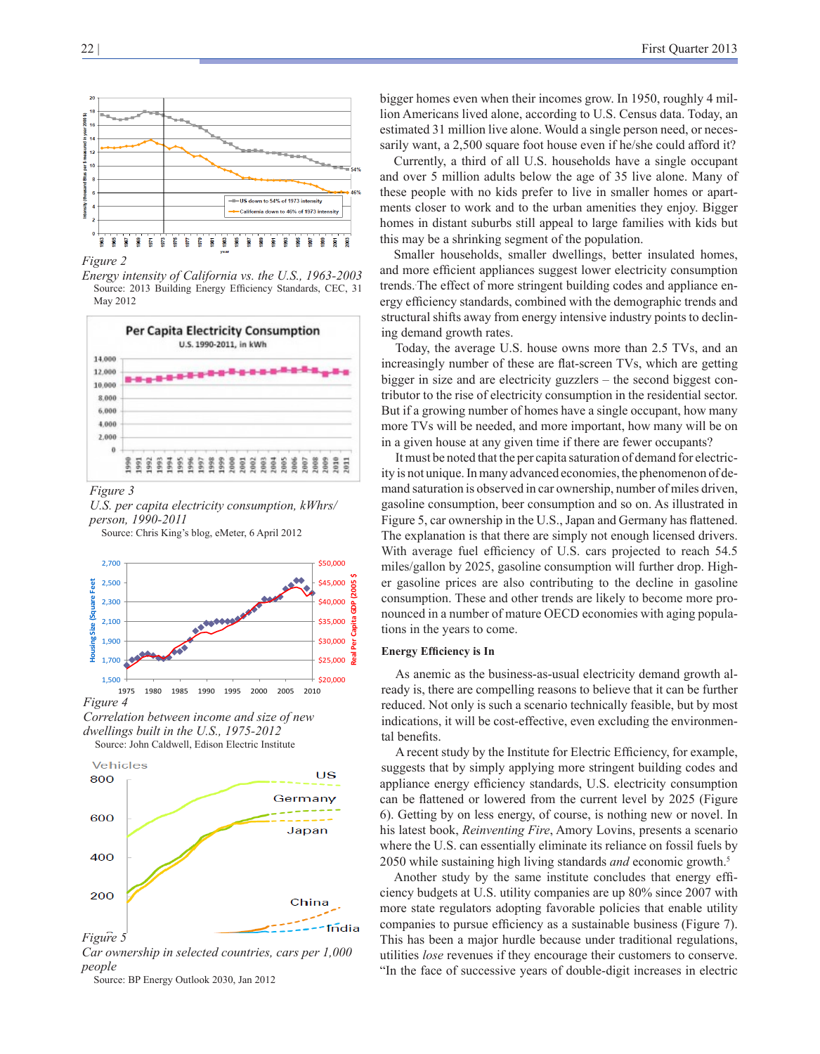*Figure 2*

*Energy intensity of California vs. the U.S., 1963-2003*

Source: 2013 Building Energy Efficiency Standards, CEC, 31 May 2012

*Figure 3*

*U.S. per capita electricity consumption, kWhrs/person, 1990-2011*

Source: Chris King's blog, eMeter, 6 April 2012

*Figure 4*

*Correlation between income and size of new dwellings built in the U.S., 1975-2012*

Source: John Caldwell, Edison Electric Institute

*Figure 5*

*Car ownership in selected countries, cars per 1,000 people*

Source: BP Energy Outlook 2030, Jan 2012

bigger homes even when their incomes grow. In 1950, roughly 4 million Americans lived alone, according to U.S. Census data. Today, an estimated 31 million live alone. Would a single person need, or necessarily want, a 2,500 square foot house even if he/she could afford it?

Currently, a third of all U.S. households have a single occupant and over 5 million adults below the age of 35 live alone. Many of these people with no kids prefer to live in smaller homes or apartments closer to work and to the urban amenities they enjoy. Bigger homes in distant suburbs still appeal to large families with kids but this may be a shrinking segment of the population.

Smaller households, smaller dwellings, better insulated homes, and more efficient appliances suggest lower electricity consumption trends. The effect of more stringent building codes and appliance energy efficiency standards, combined with the demographic trends and structural shifts away from energy intensive industry points to declining demand growth rates.

Today, the average U.S. house owns more than 2.5 TVs, and an increasingly number of these are flat-screen TVs, which are getting bigger in size and are electricity guzzlers – the second biggest contributor to the rise of electricity consumption in the residential sector. But if a growing number of homes have a single occupant, how many more TVs will be needed, and more important, how many will be on in a given house at any given time if there are fewer occupants?

It must be noted that the per capita saturation of demand for electricity is not unique. In many advanced economies, the phenomenon of demand saturation is observed in car ownership, number of miles driven, gasoline consumption, beer consumption and so on. As illustrated in Figure 5, car ownership in the U.S., Japan and Germany has flattened. The explanation is that there are simply not enough licensed drivers. With average fuel efficiency of U.S. cars projected to reach 54.5 miles/gallon by 2025, gasoline consumption will further drop. Higher gasoline prices are also contributing to the decline in gasoline consumption. These and other trends are likely to become more pronounced in a number of mature OECD economies with aging populations in the years to come.

**Energy Efficiency is In**

As anemic as the business-as-usual electricity demand growth already is, there are compelling reasons to believe that it can be further reduced. Not only is such a scenario technically feasible, but by most indications, it will be cost-effective, even excluding the environmental benefits.

A recent study by the Institute for Electric Efficiency, for example, suggests that by simply applying more stringent building codes and appliance energy efficiency standards, U.S. electricity consumption can be flattened or lowered from the current level by 2025 (Figure 6). Getting by on less energy, of course, is nothing new or novel. In his latest book, *Reinventing Fire*, Amory Lovins, presents a scenario where the U.S. can essentially eliminate its reliance on fossil fuels by 2050 while sustaining high living standards *and* economic growth.[5]

Another study by the same institute concludes that energy efficiency budgets at U.S. utility companies are up 80% since 2007 with more state regulators adopting favorable policies that enable utility companies to pursue efficiency as a sustainable business (Figure 7). This has been a major hurdle because under traditional regulations, utilities *lose* revenues if they encourage their customers to conserve. "In the face of successive years of double-digit increases in electric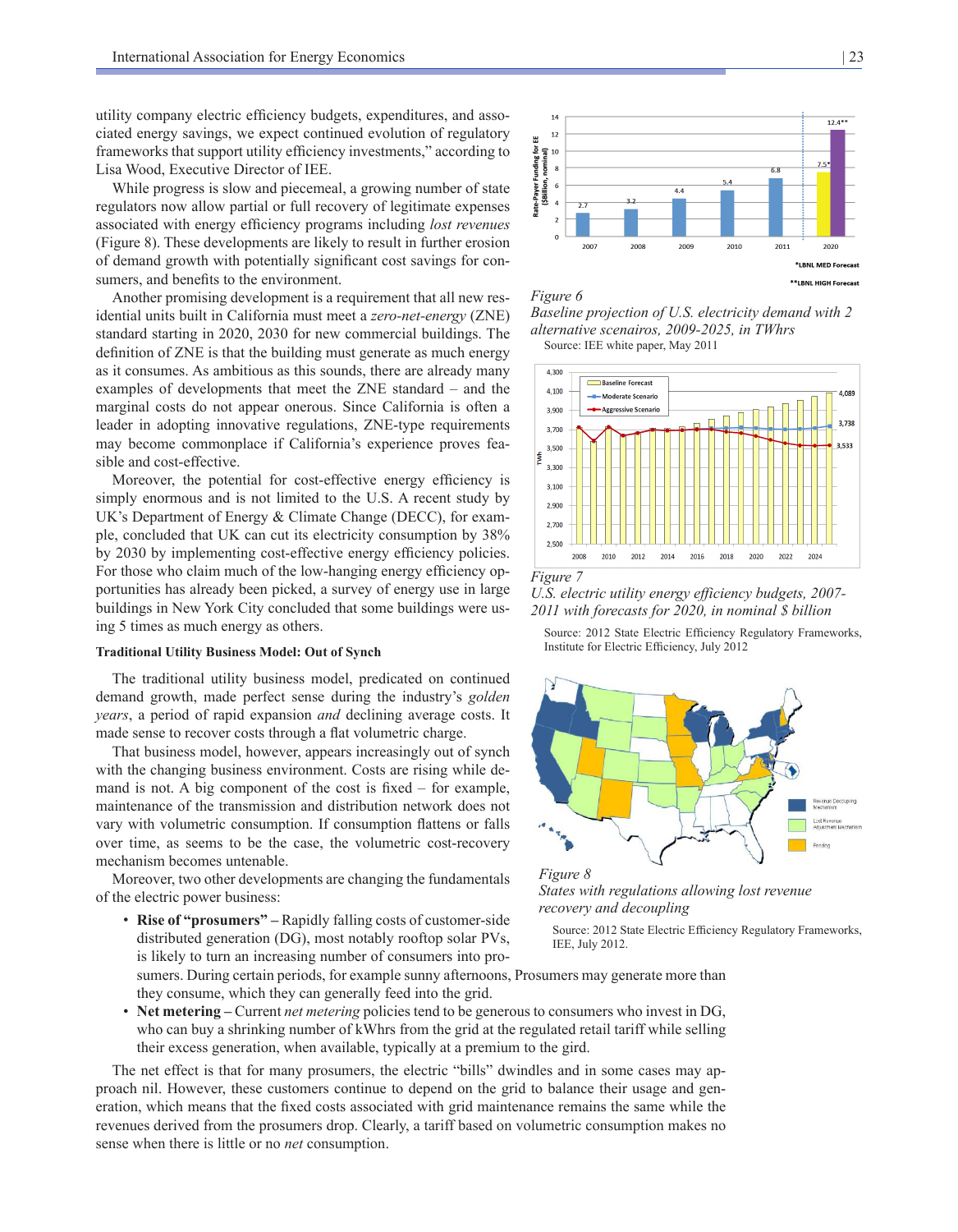utility company electric efficiency budgets, expenditures, and associated energy savings, we expect continued evolution of regulatory frameworks that support utility efficiency investments," according to Lisa Wood, Executive Director of IEE.

While progress is slow and piecemeal, a growing number of state regulators now allow partial or full recovery of legitimate expenses associated with energy efficiency programs including *lost revenues* (Figure 8). These developments are likely to result in further erosion of demand growth with potentially significant cost savings for consumers, and benefits to the environment.

Another promising development is a requirement that all new residential units built in California must meet a *zero-net-energy* (ZNE) standard starting in 2020, 2030 for new commercial buildings. The definition of ZNE is that the building must generate as much energy as it consumes. As ambitious as this sounds, there are already many examples of developments that meet the ZNE standard – and the marginal costs do not appear onerous. Since California is often a leader in adopting innovative regulations, ZNE-type requirements may become commonplace if California's experience proves feasible and cost-effective.

Moreover, the potential for cost-effective energy efficiency is simply enormous and is not limited to the U.S. A recent study by UK's Department of Energy & Climate Change (DECC), for example, concluded that UK can cut its electricity consumption by 38% by 2030 by implementing cost-effective energy efficiency policies. For those who claim much of the low-hanging energy efficiency opportunities has already been picked, a survey of energy use in large buildings in New York City concluded that some buildings were using 5 times as much energy as others.

#### Traditional Utility Business Model: Out of Synch

The traditional utility business model, predicated on continued demand growth, made perfect sense during the industry's *golden years*, a period of rapid expansion *and* declining average costs. It made sense to recover costs through a flat volumetric charge.

That business model, however, appears increasingly out of synch with the changing business environment. Costs are rising while demand is not. A big component of the cost is fixed – for example, maintenance of the transmission and distribution network does not vary with volumetric consumption. If consumption flattens or falls over time, as seems to be the case, the volumetric cost-recovery mechanism becomes untenable.

Moreover, two other developments are changing the fundamentals of the electric power business:

- **Rise of "prosumers" –** Rapidly falling costs of customer-side distributed generation (DG), most notably rooftop solar PVs, is likely to turn an increasing number of consumers into prosumers. During certain periods, for example sunny afternoons, Prosumers may generate more than they consume, which they can generally feed into the grid.
- **Net metering –** Current *net metering* policies tend to be generous to consumers who invest in DG, who can buy a shrinking number of kWhrs from the grid at the regulated retail tariff while selling their excess generation, when available, typically at a premium to the gird.

The net effect is that for many prosumers, the electric "bills" dwindles and in some cases may approach nil. However, these customers continue to depend on the grid to balance their usage and generation, which means that the fixed costs associated with grid maintenance remains the same while the revenues derived from the prosumers drop. Clearly, a tariff based on volumetric consumption makes no sense when there is little or no *net* consumption.

*Figure 6*
*Baseline projection of U.S. electricity demand with 2 alternative scenairos, 2009-2025, in TWhrs*
Source: IEE white paper, May 2011

*Figure 7*
*U.S. electric utility energy efficiency budgets, 2007-2011 with forecasts for 2020, in nominal $ billion*
Source: 2012 State Electric Efficiency Regulatory Frameworks, Institute for Electric Efficiency, July 2012

*Figure 8*
*States with regulations allowing lost revenue recovery and decoupling*
Source: 2012 State Electric Efficiency Regulatory Frameworks, IEE, July 2012.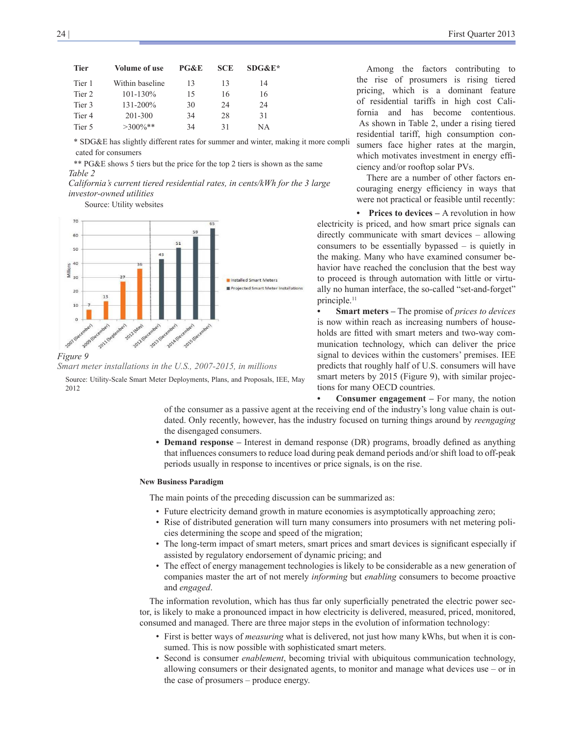| Tier | Volume of use | PG&E | SCE | SDG&E* |
|---|---|---|---|---|
| Tier 1 | Within baseline | 13 | 13 | 14 |
| Tier 2 | 101-130% | 15 | 16 | 16 |
| Tier 3 | 131-200% | 30 | 24 | 24 |
| Tier 4 | 201-300 | 34 | 28 | 31 |
| Tier 5 | >300%** | 34 | 31 | NA |

* SDG&E has slightly different rates for summer and winter, making it more complicated for consumers

** PG&E shows 5 tiers but the price for the top 2 tiers is shown as the same

*Table 2*

*California's current tiered residential rates, in cents/kWh for the 3 large investor-owned utilities*

Source: Utility websites

*Figure 9*

*Smart meter installations in the U.S., 2007-2015, in millions*

Source: Utility-Scale Smart Meter Deployments, Plans, and Proposals, IEE, May 2012

Among the factors contributing to the rise of prosumers is rising tiered pricing, which is a dominant feature of residential tariffs in high cost California and has become contentious. As shown in Table 2, under a rising tiered residential tariff, high consumption consumers face higher rates at the margin, which motivates investment in energy efficiency and/or rooftop solar PVs.

There are a number of other factors encouraging energy efficiency in ways that were not practical or feasible until recently:

- **Prices to devices –** A revolution in how electricity is priced, and how smart price signals can directly communicate with smart devices – allowing consumers to be essentially bypassed – is quietly in the making. Many who have examined consumer behavior have reached the conclusion that the best way to proceed is through automation with little or virtually no human interaction, the so-called "set-and-forget" principle.[11]
- **Smart meters –** The promise of *prices to devices* is now within reach as increasing numbers of households are fitted with smart meters and two-way communication technology, which can deliver the price signal to devices within the customers' premises. IEE predicts that roughly half of U.S. consumers will have smart meters by 2015 (Figure 9), with similar projections for many OECD countries.
- **Consumer engagement –** For many, the notion of the consumer as a passive agent at the receiving end of the industry's long value chain is outdated. Only recently, however, has the industry focused on turning things around by *reengaging* the disengaged consumers.
- **Demand response –** Interest in demand response (DR) programs, broadly defined as anything that influences consumers to reduce load during peak demand periods and/or shift load to off-peak periods usually in response to incentives or price signals, is on the rise.

#### New Business Paradigm

The main points of the preceding discussion can be summarized as:

- Future electricity demand growth in mature economies is asymptotically approaching zero;
- Rise of distributed generation will turn many consumers into prosumers with net metering policies determining the scope and speed of the migration;
- The long-term impact of smart meters, smart prices and smart devices is significant especially if assisted by regulatory endorsement of dynamic pricing; and
- The effect of energy management technologies is likely to be considerable as a new generation of companies master the art of not merely *informing* but *enabling* consumers to become proactive and *engaged*.

The information revolution, which has thus far only superficially penetrated the electric power sector, is likely to make a pronounced impact in how electricity is delivered, measured, priced, monitored, consumed and managed. There are three major steps in the evolution of information technology:

- First is better ways of *measuring* what is delivered, not just how many kWhs, but when it is consumed. This is now possible with sophisticated smart meters.
- Second is consumer *enablement*, becoming trivial with ubiquitous communication technology, allowing consumers or their designated agents, to monitor and manage what devices use – or in the case of prosumers – produce energy.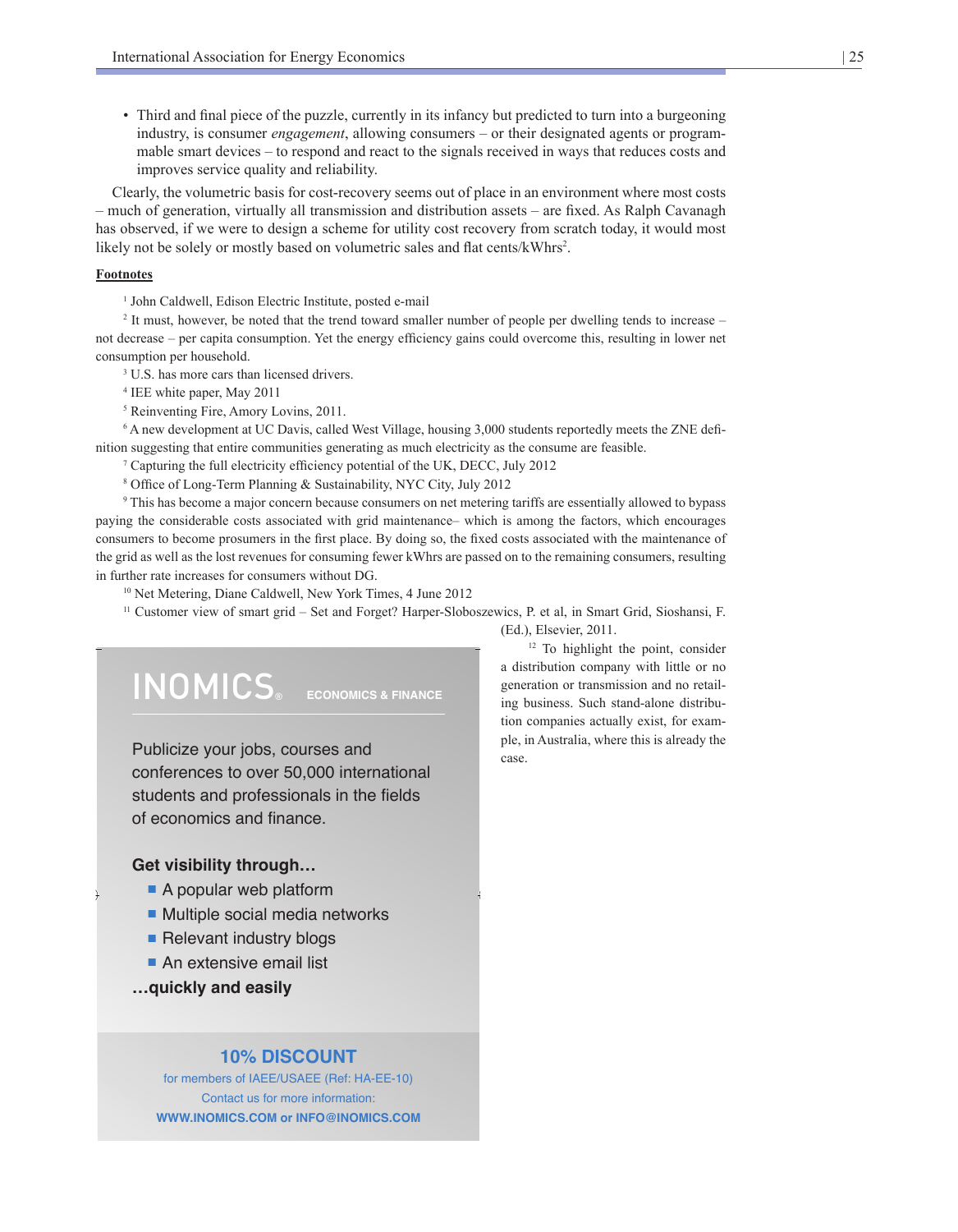- Third and final piece of the puzzle, currently in its infancy but predicted to turn into a burgeoning industry, is consumer *engagement*, allowing consumers – or their designated agents or programmable smart devices – to respond and react to the signals received in ways that reduces costs and improves service quality and reliability.

Clearly, the volumetric basis for cost-recovery seems out of place in an environment where most costs – much of generation, virtually all transmission and distribution assets – are fixed. As Ralph Cavanagh has observed, if we were to design a scheme for utility cost recovery from scratch today, it would most likely not be solely or mostly based on volumetric sales and flat cents/kWhrs[2].

**Footnotes**

[1] John Caldwell, Edison Electric Institute, posted e-mail

[2] It must, however, be noted that the trend toward smaller number of people per dwelling tends to increase – not decrease – per capita consumption. Yet the energy efficiency gains could overcome this, resulting in lower net consumption per household.

[3] U.S. has more cars than licensed drivers.

[4] IEE white paper, May 2011

[5] Reinventing Fire, Amory Lovins, 2011.

[6] A new development at UC Davis, called West Village, housing 3,000 students reportedly meets the ZNE definition suggesting that entire communities generating as much electricity as the consume are feasible.

[7] Capturing the full electricity efficiency potential of the UK, DECC, July 2012

[8] Office of Long-Term Planning & Sustainability, NYC City, July 2012

[9] This has become a major concern because consumers on net metering tariffs are essentially allowed to bypass paying the considerable costs associated with grid maintenance– which is among the factors, which encourages consumers to become prosumers in the first place. By doing so, the fixed costs associated with the maintenance of the grid as well as the lost revenues for consuming fewer kWhrs are passed on to the remaining consumers, resulting in further rate increases for consumers without DG.

[10] Net Metering, Diane Caldwell, New York Times, 4 June 2012

[11] Customer view of smart grid – Set and Forget? Harper-Sloboszewics, P. et al, in Smart Grid, Sioshansi, F. (Ed.), Elsevier, 2011.

[12] To highlight the point, consider a distribution company with little or no generation or transmission and no retailing business. Such stand-alone distribution companies actually exist, for example, in Australia, where this is already the case.

INOMICS® ECONOMICS & FINANCE

Publicize your jobs, courses and conferences to over 50,000 international students and professionals in the fields of economics and finance.

**Get visibility through…**

- A popular web platform
- Multiple social media networks
- Relevant industry blogs
- An extensive email list

**…quickly and easily**

**10% DISCOUNT**

for members of IAEE/USAEE (Ref: HA-EE-10)

Contact us for more information:

**WWW.INOMICS.COM or INFO@INOMICS.COM**